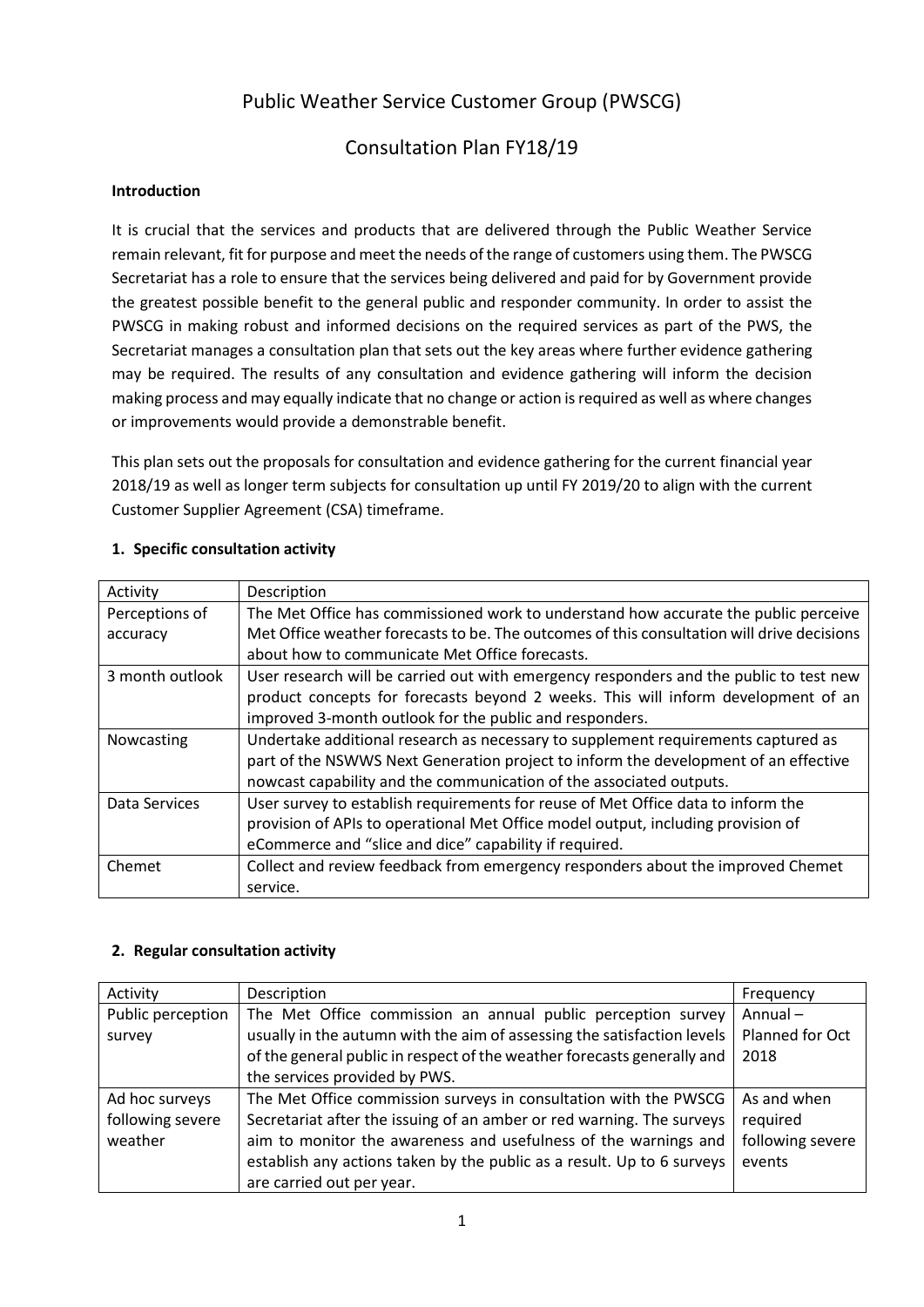# Public Weather Service Customer Group (PWSCG)

## Consultation Plan FY18/19

**Introduction**

It is crucial that the services and products that are delivered through the Public Weather Service remain relevant, fit for purpose and meet the needs of the range of customers using them. The PWSCG Secretariat has a role to ensure that the services being delivered and paid for by Government provide the greatest possible benefit to the general public and responder community. In order to assist the PWSCG in making robust and informed decisions on the required services as part of the PWS, the Secretariat manages a consultation plan that sets out the key areas where further evidence gathering may be required. The results of any consultation and evidence gathering will inform the decision making process and may equally indicate that no change or action is required as well as where changes or improvements would provide a demonstrable benefit.

This plan sets out the proposals for consultation and evidence gathering for the current financial year 2018/19 as well as longer term subjects for consultation up until FY 2019/20 to align with the current Customer Supplier Agreement (CSA) timeframe.

**1. Specific consultation activity**

| Activity | Description |
|---|---|
| Perceptions of accuracy | The Met Office has commissioned work to understand how accurate the public perceive Met Office weather forecasts to be. The outcomes of this consultation will drive decisions about how to communicate Met Office forecasts. |
| 3 month outlook | User research will be carried out with emergency responders and the public to test new product concepts for forecasts beyond 2 weeks. This will inform development of an improved 3-month outlook for the public and responders. |
| Nowcasting | Undertake additional research as necessary to supplement requirements captured as part of the NSWWS Next Generation project to inform the development of an effective nowcast capability and the communication of the associated outputs. |
| Data Services | User survey to establish requirements for reuse of Met Office data to inform the provision of APIs to operational Met Office model output, including provision of eCommerce and "slice and dice" capability if required. |
| Chemet | Collect and review feedback from emergency responders about the improved Chemet service. |

**2. Regular consultation activity**

| Activity | Description | Frequency |
|---|---|---|
| Public perception survey | The Met Office commission an annual public perception survey usually in the autumn with the aim of assessing the satisfaction levels of the general public in respect of the weather forecasts generally and the services provided by PWS. | Annual – Planned for Oct 2018 |
| Ad hoc surveys following severe weather | The Met Office commission surveys in consultation with the PWSCG Secretariat after the issuing of an amber or red warning. The surveys aim to monitor the awareness and usefulness of the warnings and establish any actions taken by the public as a result. Up to 6 surveys are carried out per year. | As and when required following severe events |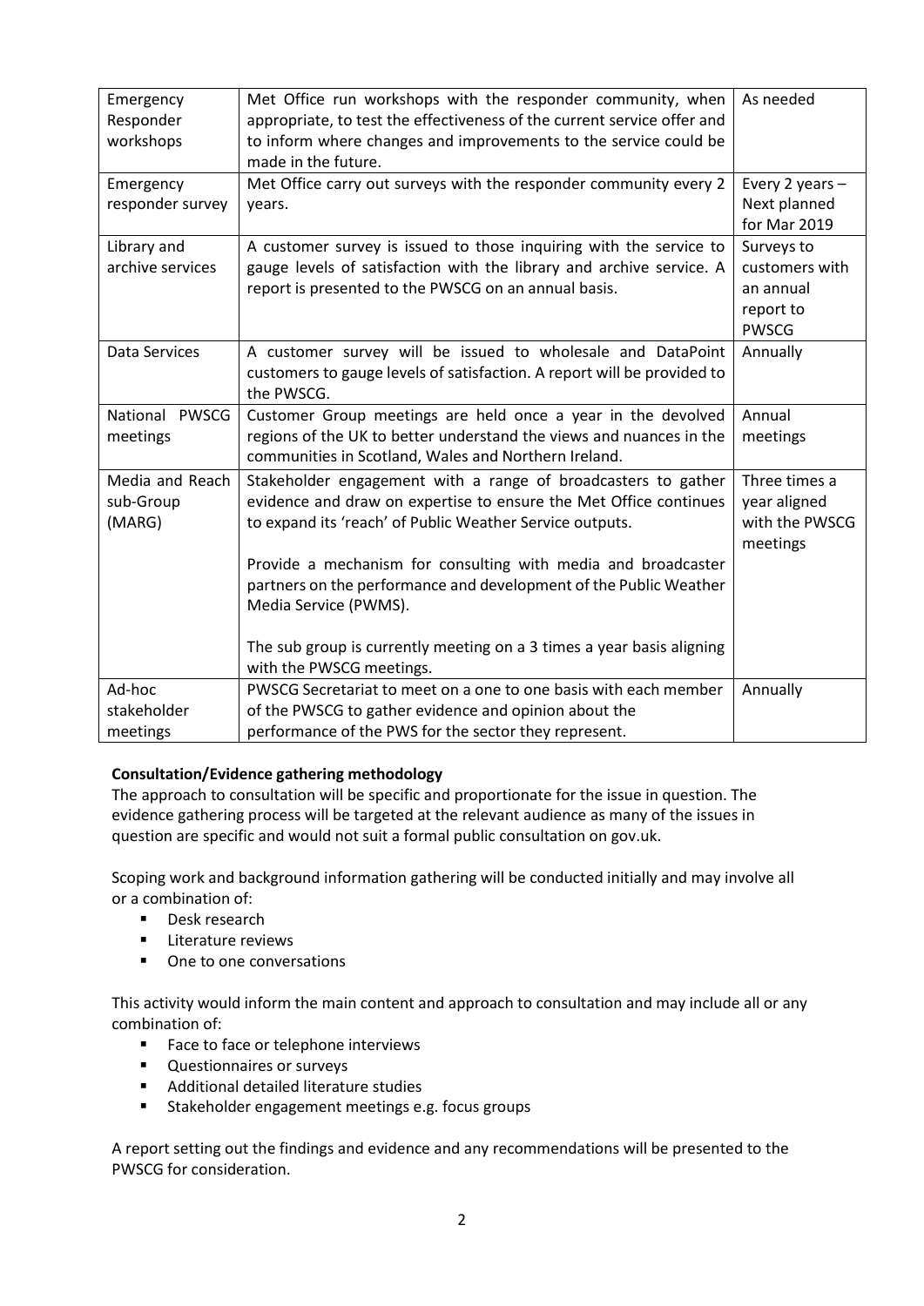| | | |
|---|---|---|
| Emergency Responder workshops | Met Office run workshops with the responder community, when appropriate, to test the effectiveness of the current service offer and to inform where changes and improvements to the service could be made in the future. | As needed |
| Emergency responder survey | Met Office carry out surveys with the responder community every 2 years. | Every 2 years – Next planned for Mar 2019 |
| Library and archive services | A customer survey is issued to those inquiring with the service to gauge levels of satisfaction with the library and archive service. A report is presented to the PWSCG on an annual basis. | Surveys to customers with an annual report to PWSCG |
| Data Services | A customer survey will be issued to wholesale and DataPoint customers to gauge levels of satisfaction. A report will be provided to the PWSCG. | Annually |
| National PWSCG meetings | Customer Group meetings are held once a year in the devolved regions of the UK to better understand the views and nuances in the communities in Scotland, Wales and Northern Ireland. | Annual meetings |
| Media and Reach sub-Group (MARG) | Stakeholder engagement with a range of broadcasters to gather evidence and draw on expertise to ensure the Met Office continues to expand its 'reach' of Public Weather Service outputs.<br><br>Provide a mechanism for consulting with media and broadcaster partners on the performance and development of the Public Weather Media Service (PWMS).<br><br>The sub group is currently meeting on a 3 times a year basis aligning with the PWSCG meetings. | Three times a year aligned with the PWSCG meetings |
| Ad-hoc stakeholder meetings | PWSCG Secretariat to meet on a one to one basis with each member of the PWSCG to gather evidence and opinion about the performance of the PWS for the sector they represent. | Annually |

**Consultation/Evidence gathering methodology**

The approach to consultation will be specific and proportionate for the issue in question. The evidence gathering process will be targeted at the relevant audience as many of the issues in question are specific and would not suit a formal public consultation on gov.uk.

Scoping work and background information gathering will be conducted initially and may involve all or a combination of:

- Desk research
- Literature reviews
- One to one conversations

This activity would inform the main content and approach to consultation and may include all or any combination of:

- Face to face or telephone interviews
- Questionnaires or surveys
- Additional detailed literature studies
- Stakeholder engagement meetings e.g. focus groups

A report setting out the findings and evidence and any recommendations will be presented to the PWSCG for consideration.